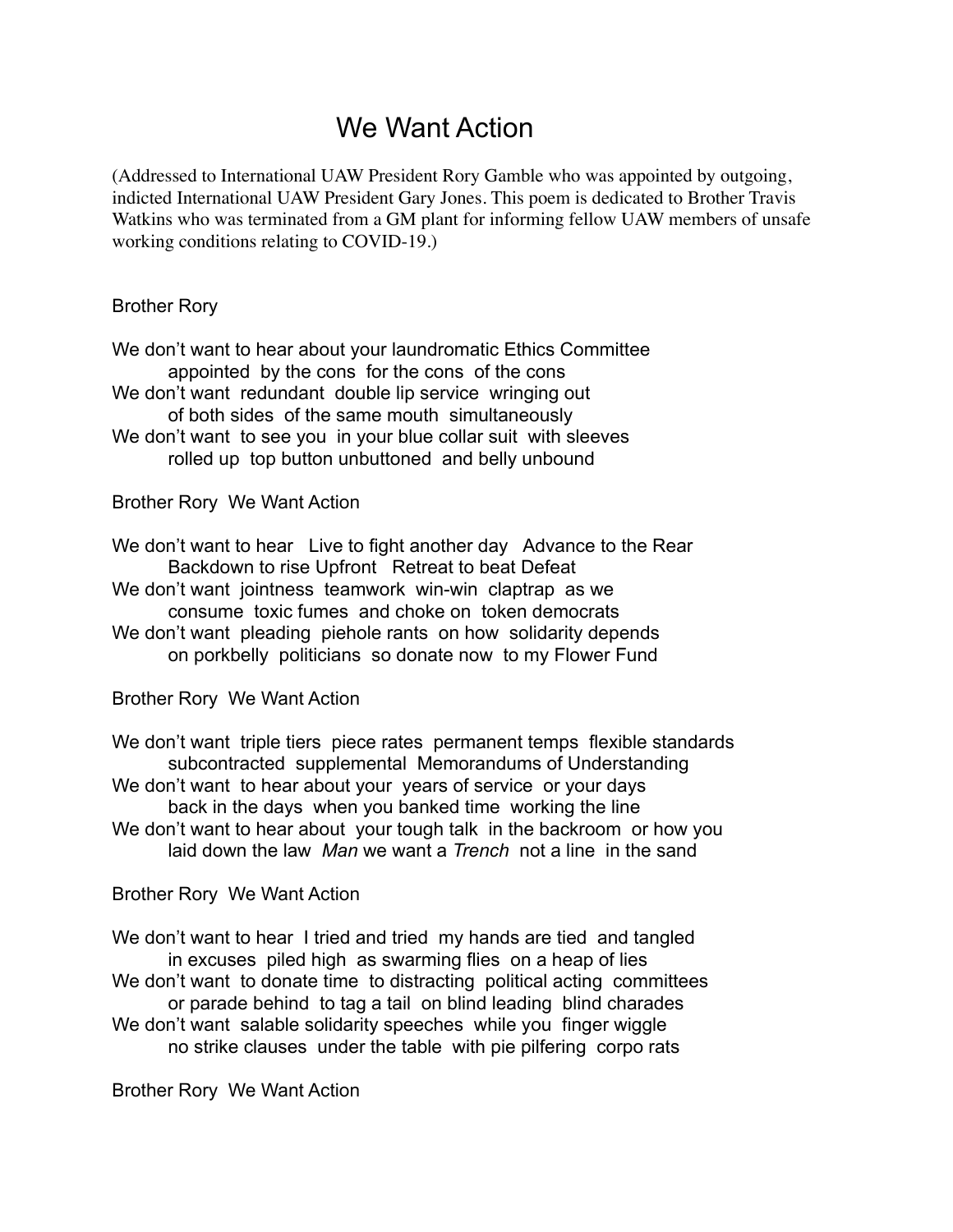# We Want Action

(Addressed to International UAW President Rory Gamble who was appointed by outgoing, indicted International UAW President Gary Jones. This poem is dedicated to Brother Travis Watkins who was terminated from a GM plant for informing fellow UAW members of unsafe working conditions relating to COVID-19.)

Brother Rory

We don't want to hear about your laundromatic Ethics Committee
        appointed by the cons for the cons of the cons
We don't want redundant double lip service wringing out
        of both sides of the same mouth simultaneously
We don't want to see you in your blue collar suit with sleeves
        rolled up top button unbuttoned and belly unbound

Brother Rory We Want Action

We don't want to hear Live to fight another day Advance to the Rear
        Backdown to rise Upfront Retreat to beat Defeat
We don't want jointness teamwork win-win claptrap as we
        consume toxic fumes and choke on token democrats
We don't want pleading piehole rants on how solidarity depends
        on porkbelly politicians so donate now to my Flower Fund

Brother Rory We Want Action

We don't want triple tiers piece rates permanent temps flexible standards
        subcontracted supplemental Memorandums of Understanding
We don't want to hear about your years of service or your days
        back in the days when you banked time working the line
We don't want to hear about your tough talk in the backroom or how you
        laid down the law *Man* we want a *Trench* not a line in the sand

Brother Rory We Want Action

We don't want to hear I tried and tried my hands are tied and tangled
        in excuses piled high as swarming flies on a heap of lies
We don't want to donate time to distracting political acting committees
        or parade behind to tag a tail on blind leading blind charades
We don't want salable solidarity speeches while you finger wiggle
        no strike clauses under the table with pie pilfering corpo rats

Brother Rory We Want Action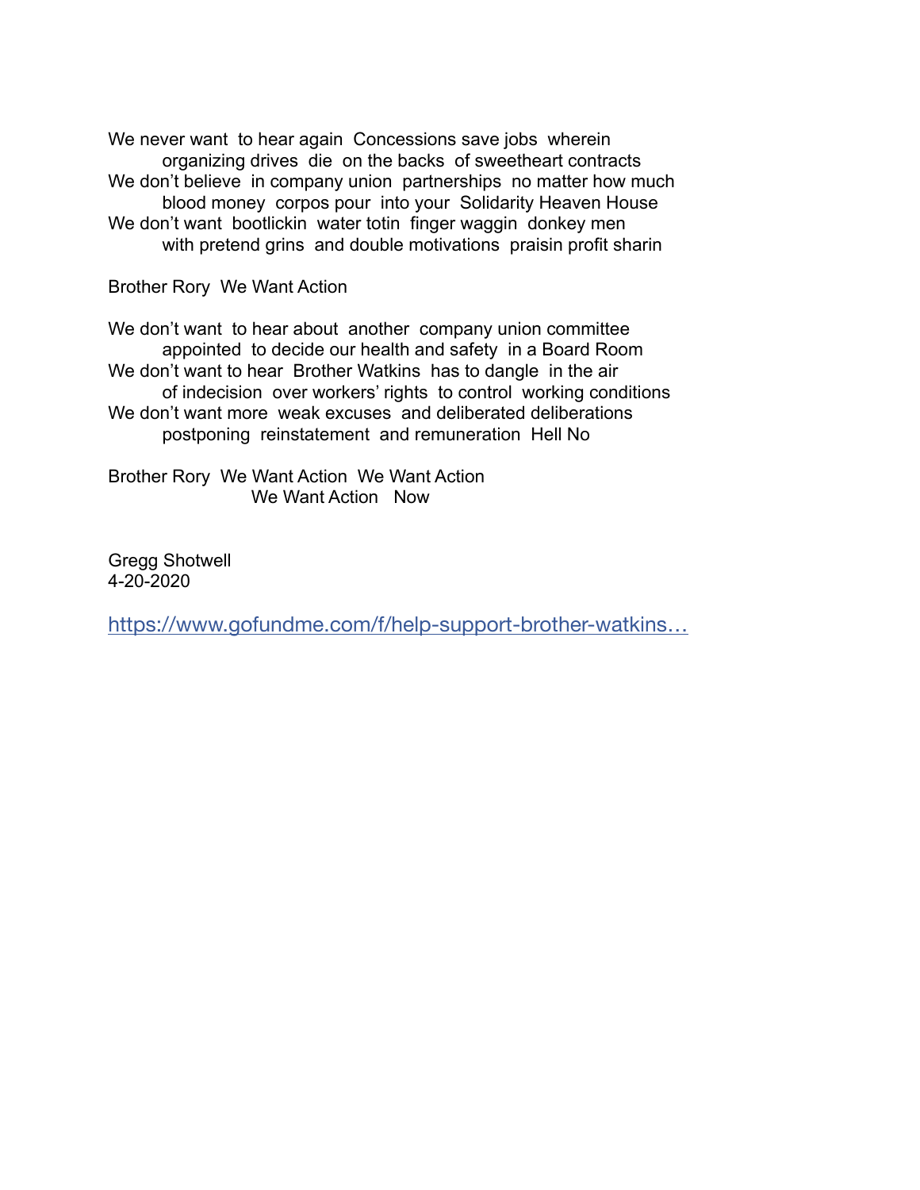We never want  to hear again  Concessions save jobs  wherein
        organizing drives  die  on the backs  of sweetheart contracts
We don't believe  in company union  partnerships  no matter how much
        blood money  corpos pour  into your  Solidarity Heaven House
We don't want  bootlickin  water totin  finger waggin  donkey men
        with pretend grins  and double motivations  praisin profit sharin

Brother Rory  We Want Action

We don't want  to hear about  another  company union committee
        appointed  to decide our health and safety  in a Board Room
We don't want to hear  Brother Watkins  has to dangle  in the air
        of indecision  over workers' rights  to control  working conditions
We don't want more  weak excuses  and deliberated deliberations
        postponing  reinstatement  and remuneration  Hell No

Brother Rory  We Want Action  We Want Action
                We Want Action   Now

Gregg Shotwell
4-20-2020

https://www.gofundme.com/f/help-support-brother-watkins…